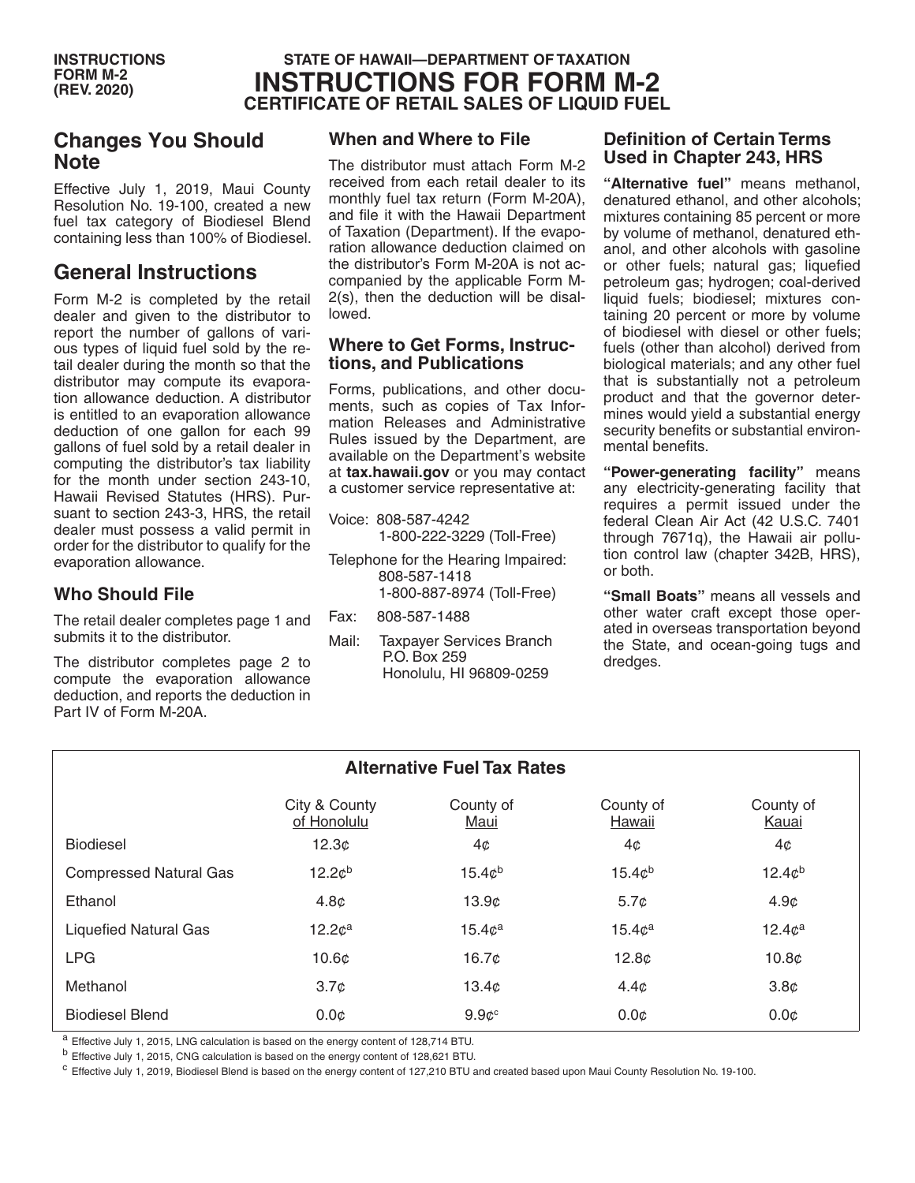INSTRUCTIONS FORM M-2 (REV. 2020)

STATE OF HAWAII—DEPARTMENT OF TAXATION

# INSTRUCTIONS FOR FORM M-2

## CERTIFICATE OF RETAIL SALES OF LIQUID FUEL

## Changes You Should Note

Effective July 1, 2019, Maui County Resolution No. 19-100, created a new fuel tax category of Biodiesel Blend containing less than 100% of Biodiesel.

## General Instructions

Form M-2 is completed by the retail dealer and given to the distributor to report the number of gallons of various types of liquid fuel sold by the retail dealer during the month so that the distributor may compute its evaporation allowance deduction. A distributor is entitled to an evaporation allowance deduction of one gallon for each 99 gallons of fuel sold by a retail dealer in computing the distributor's tax liability for the month under section 243-10, Hawaii Revised Statutes (HRS). Pursuant to section 243-3, HRS, the retail dealer must possess a valid permit in order for the distributor to qualify for the evaporation allowance.

### Who Should File

The retail dealer completes page 1 and submits it to the distributor.

The distributor completes page 2 to compute the evaporation allowance deduction, and reports the deduction in Part IV of Form M-20A.

### When and Where to File

The distributor must attach Form M-2 received from each retail dealer to its monthly fuel tax return (Form M-20A), and file it with the Hawaii Department of Taxation (Department). If the evaporation allowance deduction claimed on the distributor's Form M-20A is not accompanied by the applicable Form M-2(s), then the deduction will be disallowed.

### Where to Get Forms, Instructions, and Publications

Forms, publications, and other documents, such as copies of Tax Information Releases and Administrative Rules issued by the Department, are available on the Department's website at **tax.hawaii.gov** or you may contact a customer service representative at:

Voice: 808-587-4242
1-800-222-3229 (Toll-Free)

Telephone for the Hearing Impaired:
808-587-1418
1-800-887-8974 (Toll-Free)

Fax: 808-587-1488

Mail: Taxpayer Services Branch
P.O. Box 259
Honolulu, HI 96809-0259

### Definition of Certain Terms Used in Chapter 243, HRS

**"Alternative fuel"** means methanol, denatured ethanol, and other alcohols; mixtures containing 85 percent or more by volume of methanol, denatured ethanol, and other alcohols with gasoline or other fuels; natural gas; liquefied petroleum gas; hydrogen; coal-derived liquid fuels; biodiesel; mixtures containing 20 percent or more by volume of biodiesel with diesel or other fuels; fuels (other than alcohol) derived from biological materials; and any other fuel that is substantially not a petroleum product and that the governor determines would yield a substantial energy security benefits or substantial environmental benefits.

**"Power-generating facility"** means any electricity-generating facility that requires a permit issued under the federal Clean Air Act (42 U.S.C. 7401 through 7671q), the Hawaii air pollution control law (chapter 342B, HRS), or both.

**"Small Boats"** means all vessels and other water craft except those operated in overseas transportation beyond the State, and ocean-going tugs and dredges.

**Alternative Fuel Tax Rates**

| | City & County of Honolulu | County of Maui | County of Hawaii | County of Kauai |
|---|---|---|---|---|
| Biodiesel | 12.3¢ | 4¢ | 4¢ | 4¢ |
| Compressed Natural Gas | 12.2¢[b] | 15.4¢[b] | 15.4¢[b] | 12.4¢[b] |
| Ethanol | 4.8¢ | 13.9¢ | 5.7¢ | 4.9¢ |
| Liquefied Natural Gas | 12.2¢[a] | 15.4¢[a] | 15.4¢[a] | 12.4¢[a] |
| LPG | 10.6¢ | 16.7¢ | 12.8¢ | 10.8¢ |
| Methanol | 3.7¢ | 13.4¢ | 4.4¢ | 3.8¢ |
| Biodiesel Blend | 0.0¢ | 9.9¢[c] | 0.0¢ | 0.0¢ |

[a] Effective July 1, 2015, LNG calculation is based on the energy content of 128,714 BTU.

[b] Effective July 1, 2015, CNG calculation is based on the energy content of 128,621 BTU.

[c] Effective July 1, 2019, Biodiesel Blend is based on the energy content of 127,210 BTU and created based upon Maui County Resolution No. 19-100.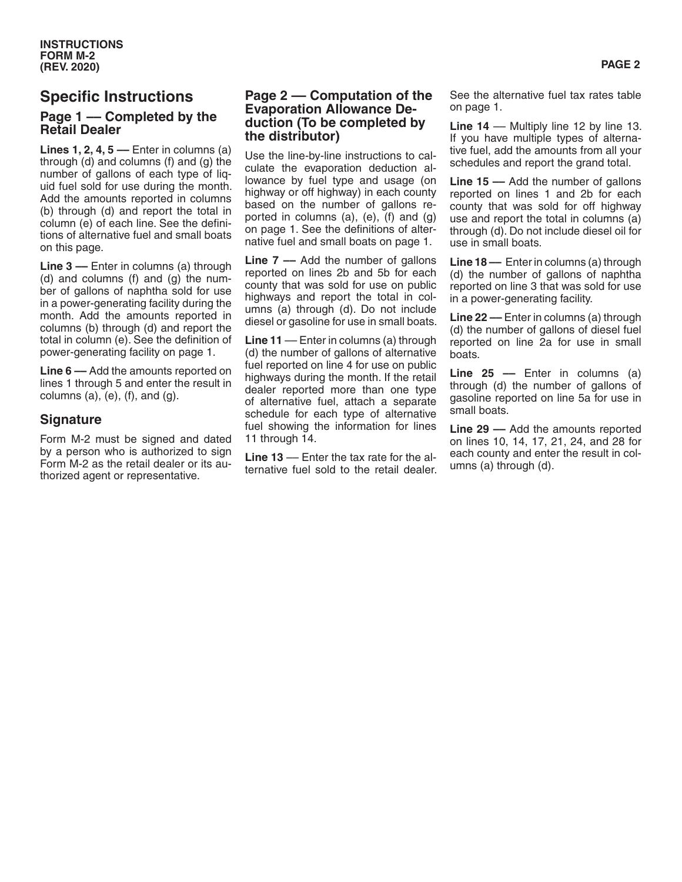## Specific Instructions

### Page 1 — Completed by the Retail Dealer

**Lines 1, 2, 4, 5 —** Enter in columns (a) through (d) and columns (f) and (g) the number of gallons of each type of liquid fuel sold for use during the month. Add the amounts reported in columns (b) through (d) and report the total in column (e) of each line. See the definitions of alternative fuel and small boats on this page.

**Line 3 —** Enter in columns (a) through (d) and columns (f) and (g) the number of gallons of naphtha sold for use in a power-generating facility during the month. Add the amounts reported in columns (b) through (d) and report the total in column (e). See the definition of power-generating facility on page 1.

**Line 6 —** Add the amounts reported on lines 1 through 5 and enter the result in columns (a), (e), (f), and (g).

### Signature

Form M-2 must be signed and dated by a person who is authorized to sign Form M-2 as the retail dealer or its authorized agent or representative.

### Page 2 — Computation of the Evaporation Allowance Deduction (To be completed by the distributor)

Use the line-by-line instructions to calculate the evaporation deduction allowance by fuel type and usage (on highway or off highway) in each county based on the number of gallons reported in columns (a), (e), (f) and (g) on page 1. See the definitions of alternative fuel and small boats on page 1.

**Line 7 —** Add the number of gallons reported on lines 2b and 5b for each county that was sold for use on public highways and report the total in columns (a) through (d). Do not include diesel or gasoline for use in small boats.

**Line 11** — Enter in columns (a) through (d) the number of gallons of alternative fuel reported on line 4 for use on public highways during the month. If the retail dealer reported more than one type of alternative fuel, attach a separate schedule for each type of alternative fuel showing the information for lines 11 through 14.

**Line 13** — Enter the tax rate for the alternative fuel sold to the retail dealer. See the alternative fuel tax rates table on page 1.

**Line 14** — Multiply line 12 by line 13. If you have multiple types of alternative fuel, add the amounts from all your schedules and report the grand total.

**Line 15 —** Add the number of gallons reported on lines 1 and 2b for each county that was sold for off highway use and report the total in columns (a) through (d). Do not include diesel oil for use in small boats.

**Line 18 —** Enter in columns (a) through (d) the number of gallons of naphtha reported on line 3 that was sold for use in a power-generating facility.

**Line 22 —** Enter in columns (a) through (d) the number of gallons of diesel fuel reported on line 2a for use in small boats.

**Line 25 —** Enter in columns (a) through (d) the number of gallons of gasoline reported on line 5a for use in small boats.

**Line 29 —** Add the amounts reported on lines 10, 14, 17, 21, 24, and 28 for each county and enter the result in columns (a) through (d).